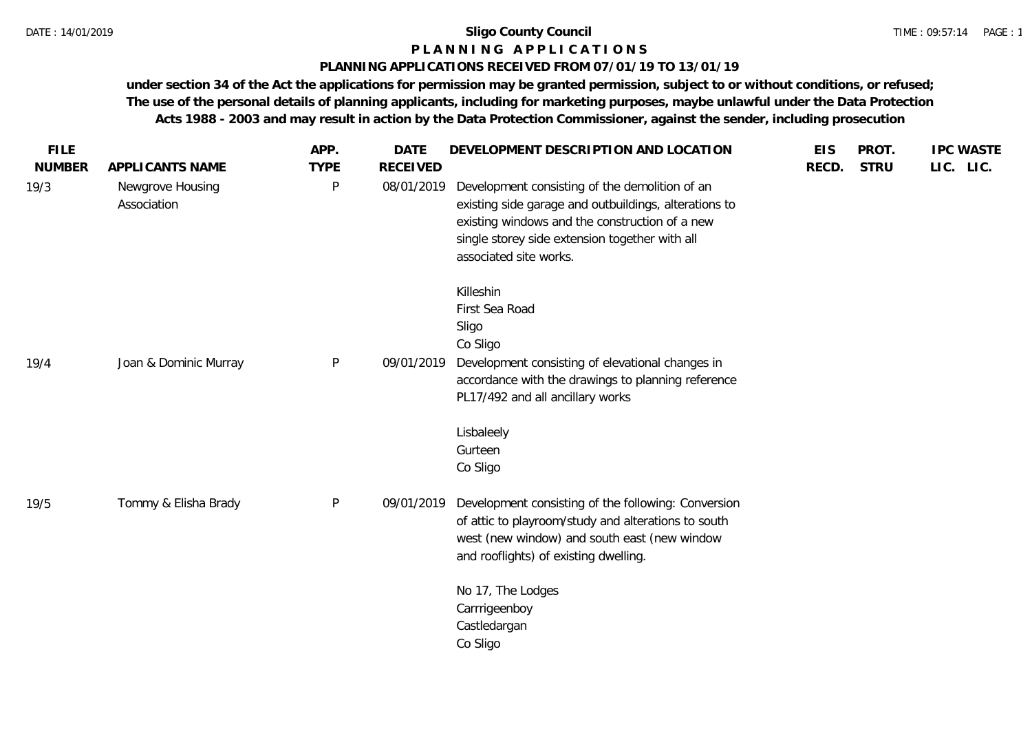# Sligo County Council

## P L A N N I N G   A P P L I C A T I O N S

### PLANNING APPLICATIONS RECEIVED FROM 07/01/19 TO 13/01/19

**under section 34 of the Act the applications for permission may be granted permission, subject to or without conditions, or refused; The use of the personal details of planning applicants, including for marketing purposes, maybe unlawful under the Data Protection Acts 1988 - 2003 and may result in action by the Data Protection Commissioner, against the sender, including prosecution**

| FILE NUMBER | APPLICANTS NAME | APP. TYPE | DATE RECEIVED | DEVELOPMENT DESCRIPTION AND LOCATION | EIS RECD. | PROT. STRU | IPC LIC. | WASTE LIC. |
|---|---|---|---|---|---|---|---|---|
| 19/3 | Newgrove Housing Association | P | 08/01/2019 | Development consisting of the demolition of an existing side garage and outbuildings, alterations to existing windows and the construction of a new single storey side extension together with all associated site works.<br><br>Killeshin<br>First Sea Road<br>Sligo<br>Co Sligo | | | | |
| 19/4 | Joan & Dominic Murray | P | 09/01/2019 | Development consisting of elevational changes in accordance with the drawings to planning reference PL17/492 and all ancillary works<br><br>Lisbaleely<br>Gurteen<br>Co Sligo | | | | |
| 19/5 | Tommy & Elisha Brady | P | 09/01/2019 | Development consisting of the following: Conversion of attic to playroom/study and alterations to south west (new window) and south east (new window and rooflights) of existing dwelling.<br><br>No 17, The Lodges<br>Carrrigeenboy<br>Castledargan<br>Co Sligo | | | | |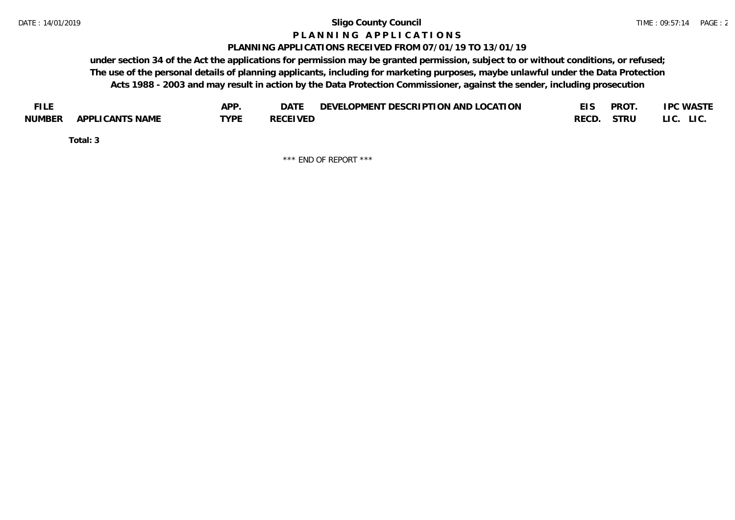**Sligo County Council**

**P L A N N I N G   A P P L I C A T I O N S**

**PLANNING APPLICATIONS RECEIVED FROM 07/01/19 TO 13/01/19**

**under section 34 of the Act the applications for permission may be granted permission, subject to or without conditions, or refused; The use of the personal details of planning applicants, including for marketing purposes, maybe unlawful under the Data Protection Acts 1988 - 2003 and may result in action by the Data Protection Commissioner, against the sender, including prosecution**

| FILE NUMBER | APPLICANTS NAME | APP. TYPE | DATE RECEIVED | DEVELOPMENT DESCRIPTION AND LOCATION | EIS RECD. | PROT. STRU | IPC LIC. | WASTE LIC. |
|---|---|---|---|---|---|---|---|---|

**Total: 3**

*** END OF REPORT ***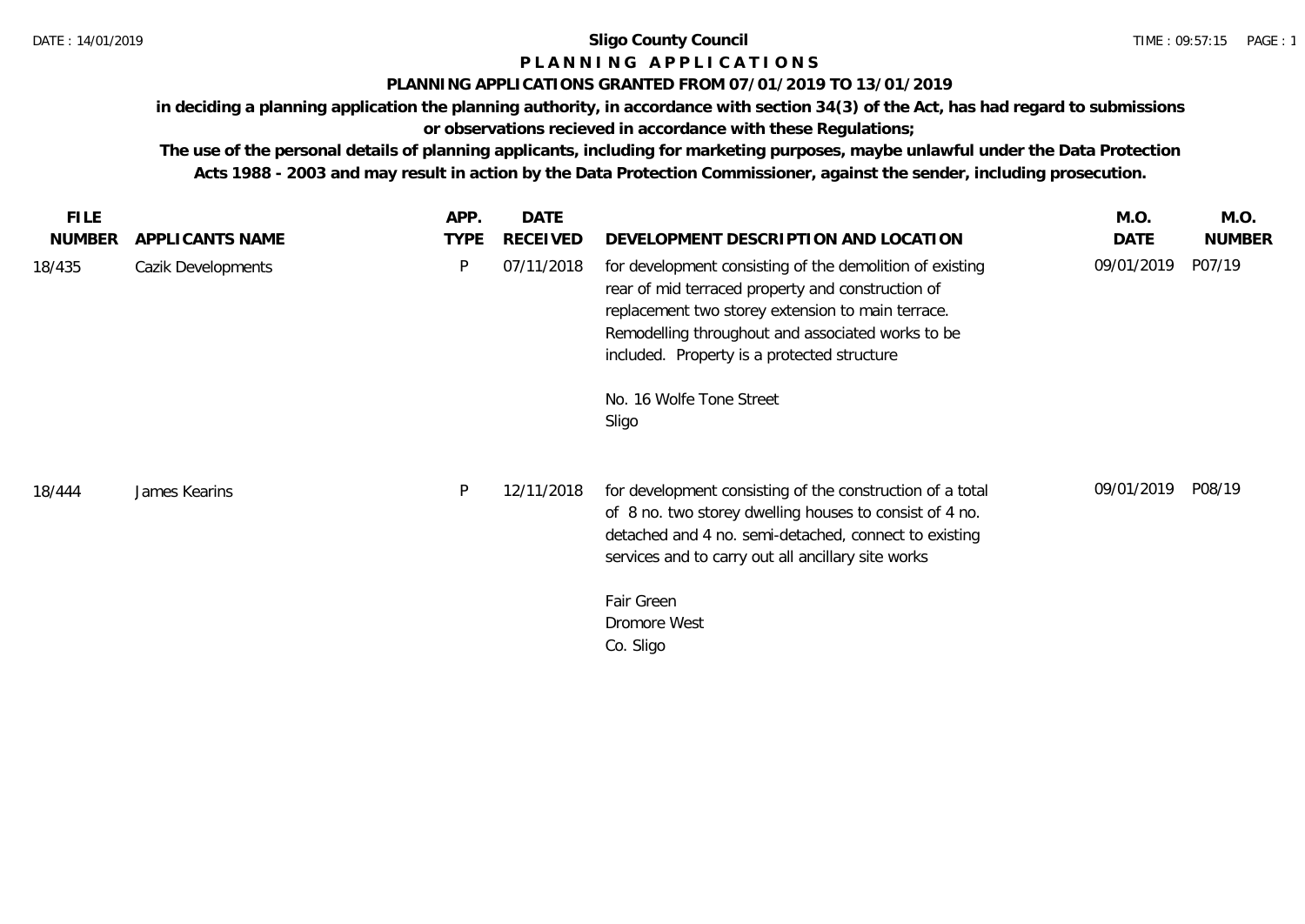**Sligo County Council**

**P L A N N I N G A P P L I C A T I O N S**

**PLANNING APPLICATIONS GRANTED FROM 07/01/2019 TO 13/01/2019**

**in deciding a planning application the planning authority, in accordance with section 34(3) of the Act, has had regard to submissions or observations recieved in accordance with these Regulations;**

**The use of the personal details of planning applicants, including for marketing purposes, maybe unlawful under the Data Protection Acts 1988 - 2003 and may result in action by the Data Protection Commissioner, against the sender, including prosecution.**

| FILE NUMBER | APPLICANTS NAME | APP. TYPE | DATE RECEIVED | DEVELOPMENT DESCRIPTION AND LOCATION | M.O. DATE | M.O. NUMBER |
|---|---|---|---|---|---|---|
| 18/435 | Cazik Developments | P | 07/11/2018 | for development consisting of the demolition of existing rear of mid terraced property and construction of replacement two storey extension to main terrace. Remodelling throughout and associated works to be included. Property is a protected structure<br><br>No. 16 Wolfe Tone Street<br>Sligo | 09/01/2019 | P07/19 |
| 18/444 | James Kearins | P | 12/11/2018 | for development consisting of the construction of a total of 8 no. two storey dwelling houses to consist of 4 no. detached and 4 no. semi-detached, connect to existing services and to carry out all ancillary site works<br><br>Fair Green<br>Dromore West<br>Co. Sligo | 09/01/2019 | P08/19 |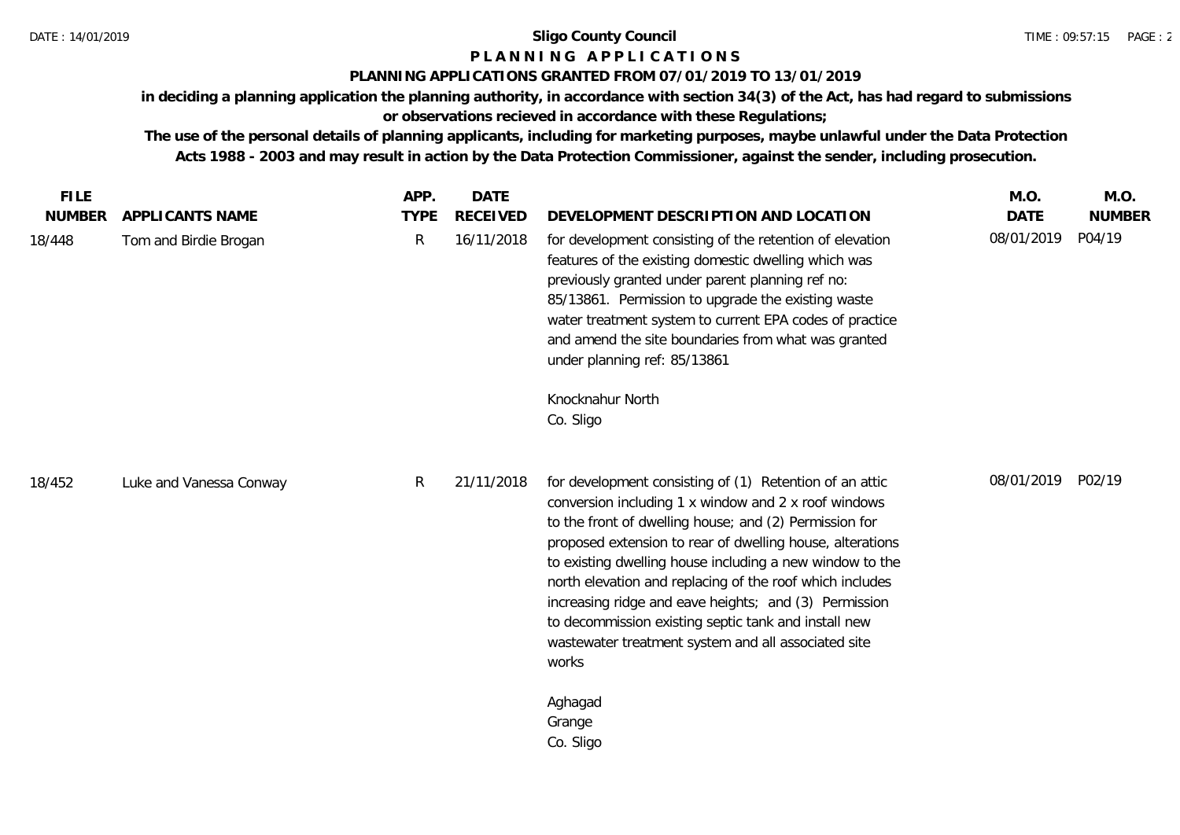**Sligo County Council**

**P L A N N I N G   A P P L I C A T I O N S**

**PLANNING APPLICATIONS GRANTED FROM 07/01/2019 TO 13/01/2019**

**in deciding a planning application the planning authority, in accordance with section 34(3) of the Act, has had regard to submissions or observations recieved in accordance with these Regulations;**

**The use of the personal details of planning applicants, including for marketing purposes, maybe unlawful under the Data Protection Acts 1988 - 2003 and may result in action by the Data Protection Commissioner, against the sender, including prosecution.**

| FILE NUMBER | APPLICANTS NAME | APP. TYPE | DATE RECEIVED | DEVELOPMENT DESCRIPTION AND LOCATION | M.O. DATE | M.O. NUMBER |
|---|---|---|---|---|---|---|
| 18/448 | Tom and Birdie Brogan | R | 16/11/2018 | for development consisting of the retention of elevation features of the existing domestic dwelling which was previously granted under parent planning ref no: 85/13861. Permission to upgrade the existing waste water treatment system to current EPA codes of practice and amend the site boundaries from what was granted under planning ref: 85/13861<br><br>Knocknahur North<br>Co. Sligo | 08/01/2019 | P04/19 |
| 18/452 | Luke and Vanessa Conway | R | 21/11/2018 | for development consisting of (1) Retention of an attic conversion including 1 x window and 2 x roof windows to the front of dwelling house; and (2) Permission for proposed extension to rear of dwelling house, alterations to existing dwelling house including a new window to the north elevation and replacing of the roof which includes increasing ridge and eave heights; and (3) Permission to decommission existing septic tank and install new wastewater treatment system and all associated site works<br><br>Aghagad<br>Grange<br>Co. Sligo | 08/01/2019 | P02/19 |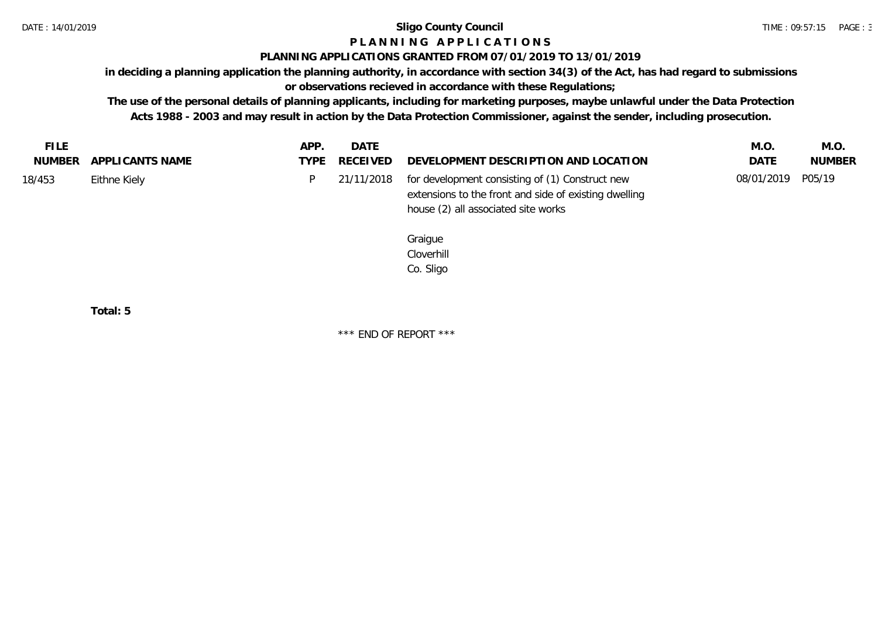**Sligo County Council**

**P L A N N I N G   A P P L I C A T I O N S**

**PLANNING APPLICATIONS GRANTED FROM 07/01/2019 TO 13/01/2019**

**in deciding a planning application the planning authority, in accordance with section 34(3) of the Act, has had regard to submissions or observations recieved in accordance with these Regulations;**

**The use of the personal details of planning applicants, including for marketing purposes, maybe unlawful under the Data Protection Acts 1988 - 2003 and may result in action by the Data Protection Commissioner, against the sender, including prosecution.**

| FILE NUMBER | APPLICANTS NAME | APP. TYPE | DATE RECEIVED | DEVELOPMENT DESCRIPTION AND LOCATION | M.O. DATE | M.O. NUMBER |
|---|---|---|---|---|---|---|
| 18/453 | Eithne Kiely | P | 21/11/2018 | for development consisting of (1) Construct new extensions to the front and side of existing dwelling house (2) all associated site works<br><br>Graigue<br>Cloverhill<br>Co. Sligo | 08/01/2019 | P05/19 |

**Total: 5**

*** END OF REPORT ***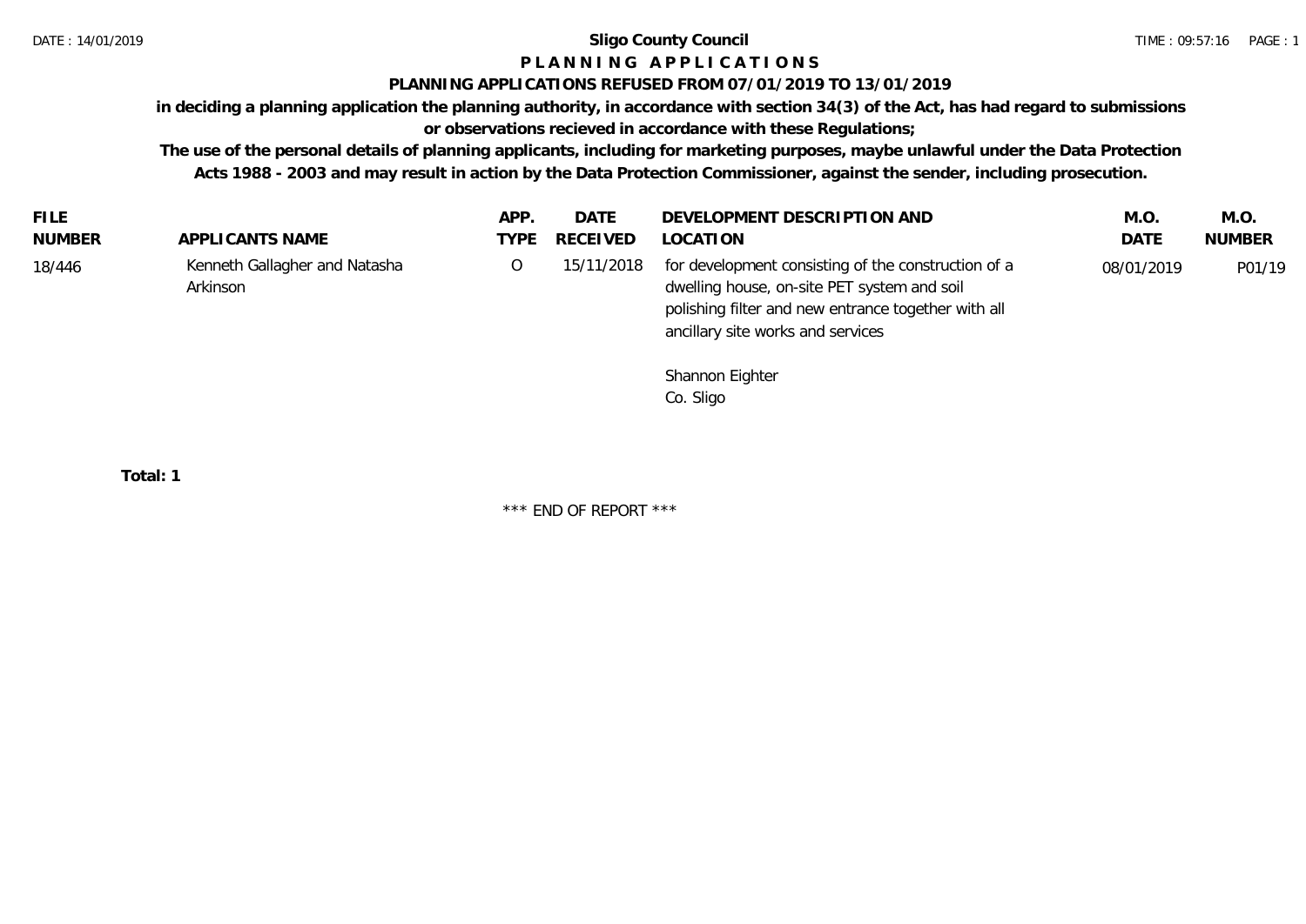# Sligo County Council

## P L A N N I N G   A P P L I C A T I O N S

### PLANNING APPLICATIONS REFUSED FROM 07/01/2019 TO 13/01/2019

**in deciding a planning application the planning authority, in accordance with section 34(3) of the Act, has had regard to submissions or observations recieved in accordance with these Regulations;**

**The use of the personal details of planning applicants, including for marketing purposes, maybe unlawful under the Data Protection Acts 1988 - 2003 and may result in action by the Data Protection Commissioner, against the sender, including prosecution.**

| FILE NUMBER | APPLICANTS NAME | APP. TYPE | DATE RECEIVED | DEVELOPMENT DESCRIPTION AND LOCATION | M.O. DATE | M.O. NUMBER |
|---|---|---|---|---|---|---|
| 18/446 | Kenneth Gallagher and Natasha Arkinson | O | 15/11/2018 | for development consisting of the construction of a dwelling house, on-site PET system and soil polishing filter and new entrance together with all ancillary site works and services<br><br>Shannon Eighter<br>Co. Sligo | 08/01/2019 | P01/19 |

**Total: 1**

\*\*\* END OF REPORT \*\*\*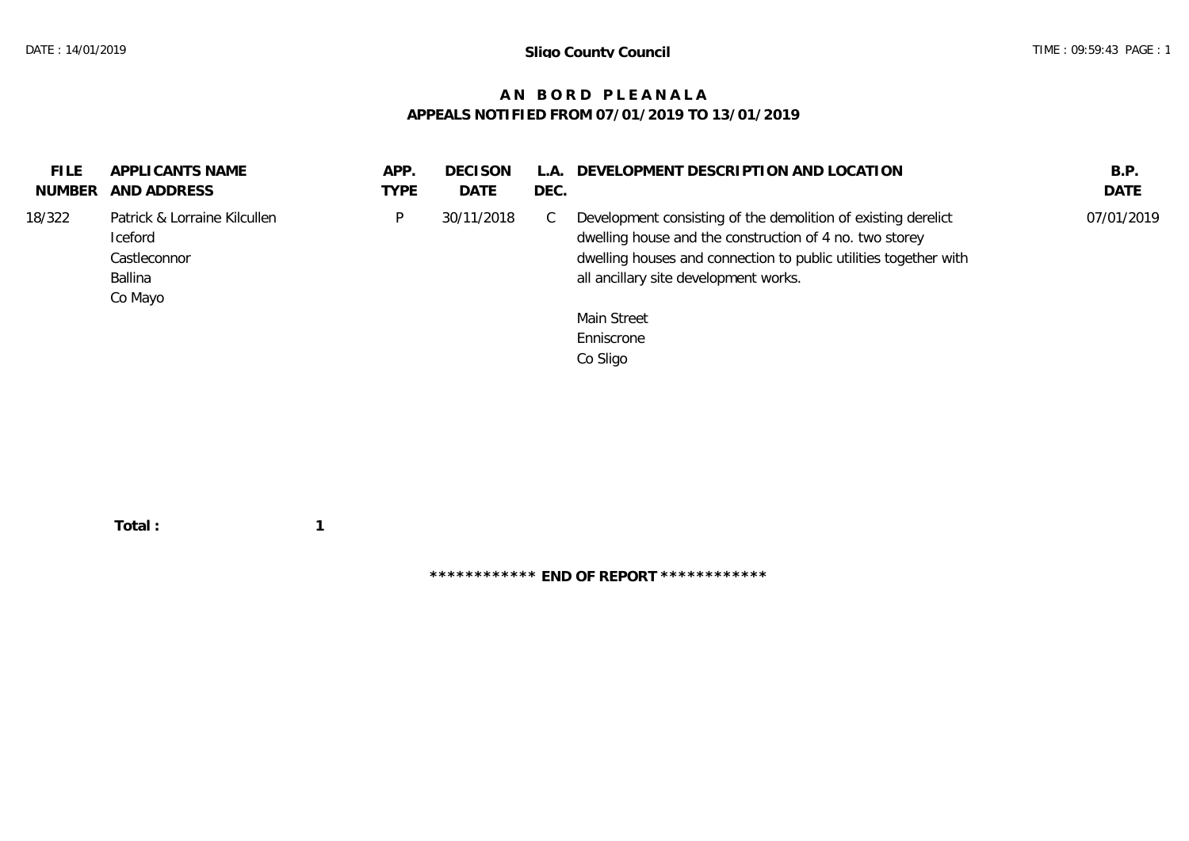# Sligo County Council

## AN BORD PLEANALA
## APPEALS NOTIFIED FROM 07/01/2019 TO 13/01/2019

| FILE NUMBER | APPLICANTS NAME AND ADDRESS | APP. TYPE | DECISON DATE | L.A. DEC. | DEVELOPMENT DESCRIPTION AND LOCATION | B.P. DATE |
|---|---|---|---|---|---|---|
| 18/322 | Patrick & Lorraine Kilcullen<br>Iceford<br>Castleconnor<br>Ballina<br>Co Mayo | P | 30/11/2018 | C | Development consisting of the demolition of existing derelict dwelling house and the construction of 4 no. two storey dwelling houses and connection to public utilities together with all ancillary site development works.<br><br>Main Street<br>Enniscrone<br>Co Sligo | 07/01/2019 |

**Total : 1**

************ **END OF REPORT** ************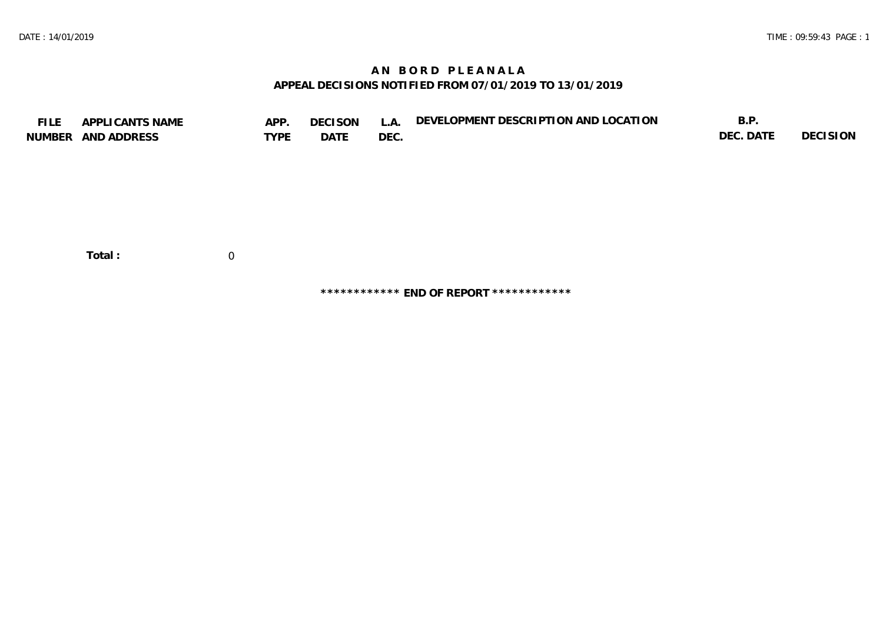# AN BORD PLEANALA

## APPEAL DECISIONS NOTIFIED FROM 07/01/2019 TO 13/01/2019

| FILE NUMBER | APPLICANTS NAME AND ADDRESS | APP. TYPE | DECISON DATE | L.A. DEC. | DEVELOPMENT DESCRIPTION AND LOCATION | B.P. DEC. DATE | DECISION |
|---|---|---|---|---|---|---|---|

**Total :** 0

************ **END OF REPORT** ************